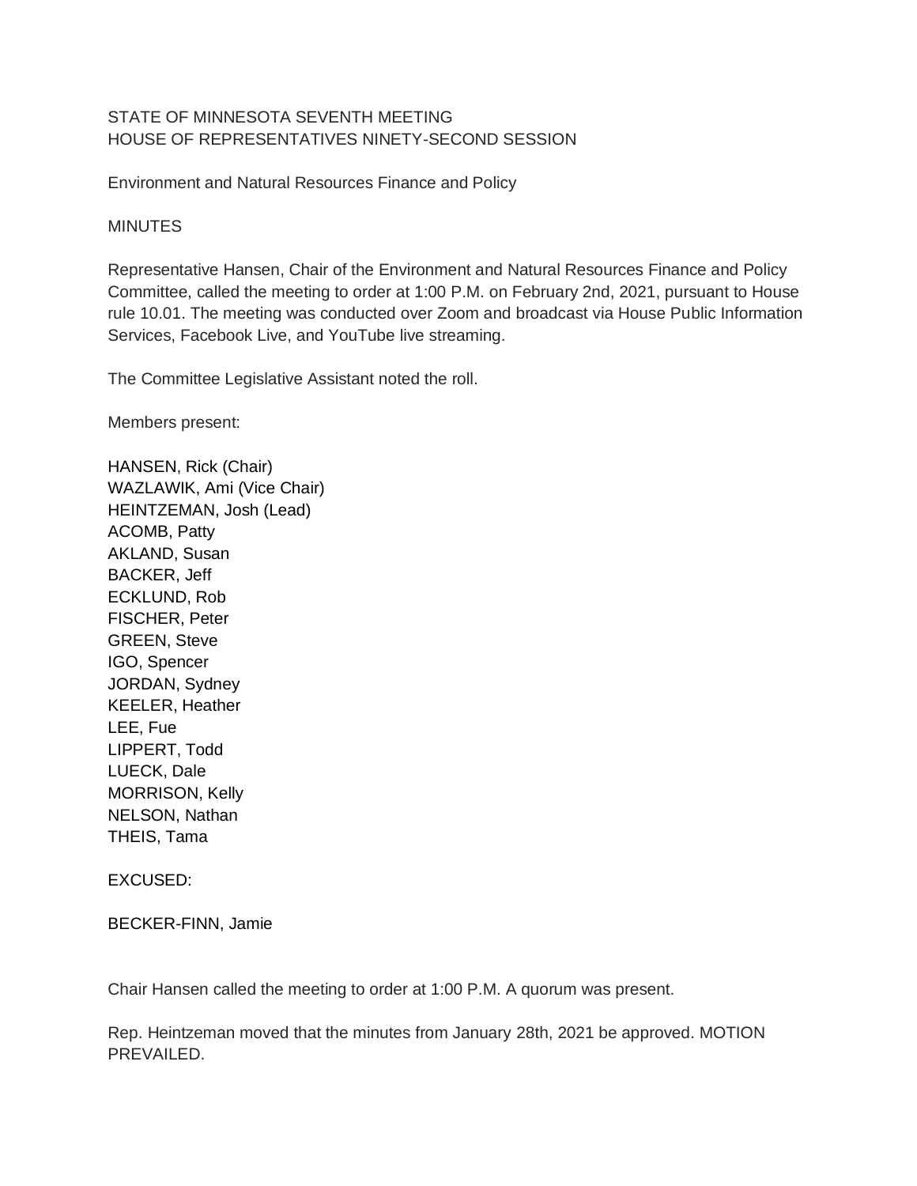STATE OF MINNESOTA SEVENTH MEETING
HOUSE OF REPRESENTATIVES NINETY-SECOND SESSION

Environment and Natural Resources Finance and Policy

MINUTES

Representative Hansen, Chair of the Environment and Natural Resources Finance and Policy Committee, called the meeting to order at 1:00 P.M. on February 2nd, 2021, pursuant to House rule 10.01. The meeting was conducted over Zoom and broadcast via House Public Information Services, Facebook Live, and YouTube live streaming.

The Committee Legislative Assistant noted the roll.

Members present:

HANSEN, Rick (Chair)
WAZLAWIK, Ami (Vice Chair)
HEINTZEMAN, Josh (Lead)
ACOMB, Patty
AKLAND, Susan
BACKER, Jeff
ECKLUND, Rob
FISCHER, Peter
GREEN, Steve
IGO, Spencer
JORDAN, Sydney
KEELER, Heather
LEE, Fue
LIPPERT, Todd
LUECK, Dale
MORRISON, Kelly
NELSON, Nathan
THEIS, Tama

EXCUSED:

BECKER-FINN, Jamie

Chair Hansen called the meeting to order at 1:00 P.M. A quorum was present.

Rep. Heintzeman moved that the minutes from January 28th, 2021 be approved. MOTION PREVAILED.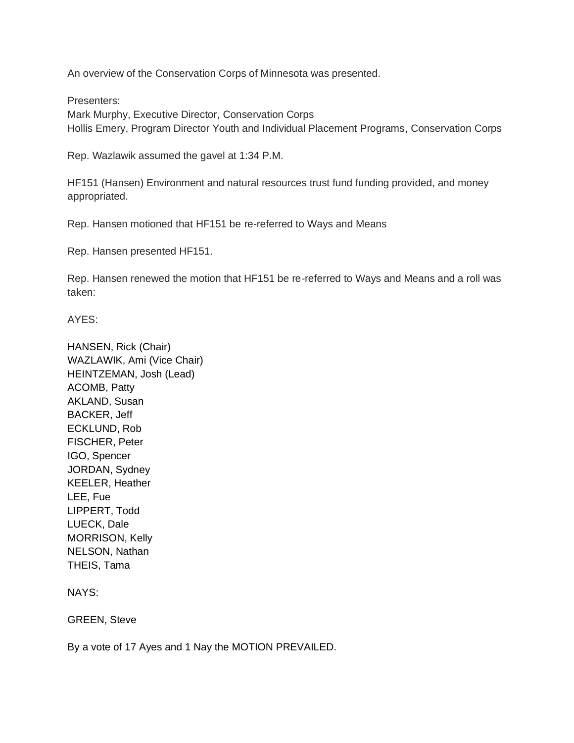An overview of the Conservation Corps of Minnesota was presented.

Presenters:
Mark Murphy, Executive Director, Conservation Corps
Hollis Emery, Program Director Youth and Individual Placement Programs, Conservation Corps

Rep. Wazlawik assumed the gavel at 1:34 P.M.

HF151 (Hansen) Environment and natural resources trust fund funding provided, and money appropriated.

Rep. Hansen motioned that HF151 be re-referred to Ways and Means

Rep. Hansen presented HF151.

Rep. Hansen renewed the motion that HF151 be re-referred to Ways and Means and a roll was taken:

AYES:

HANSEN, Rick (Chair)
WAZLAWIK, Ami (Vice Chair)
HEINTZEMAN, Josh (Lead)
ACOMB, Patty
AKLAND, Susan
BACKER, Jeff
ECKLUND, Rob
FISCHER, Peter
IGO, Spencer
JORDAN, Sydney
KEELER, Heather
LEE, Fue
LIPPERT, Todd
LUECK, Dale
MORRISON, Kelly
NELSON, Nathan
THEIS, Tama

NAYS:

GREEN, Steve

By a vote of 17 Ayes and 1 Nay the MOTION PREVAILED.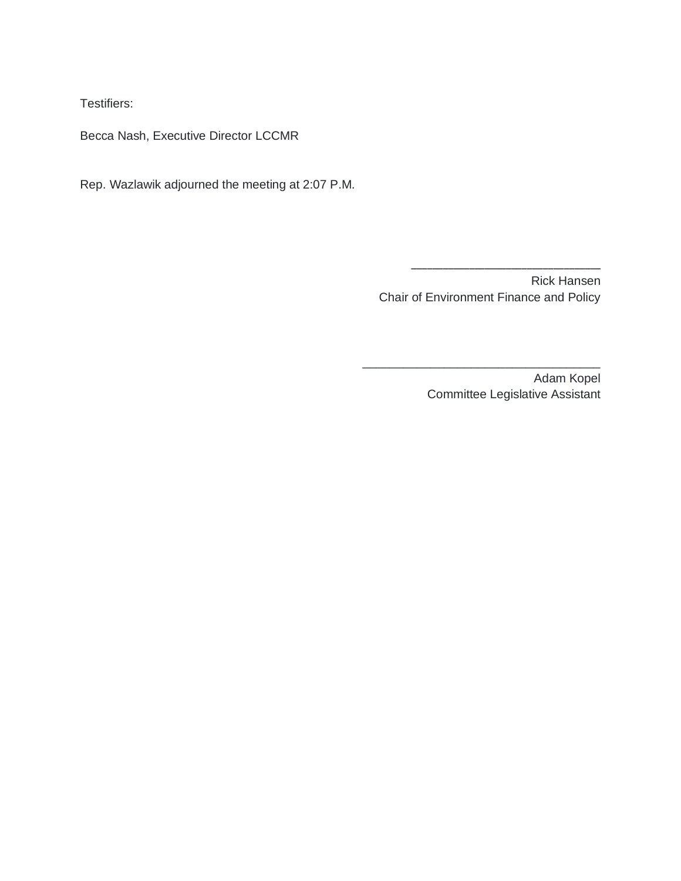Testifiers:

Becca Nash, Executive Director LCCMR

Rep. Wazlawik adjourned the meeting at 2:07 P.M.

\_\_\_\_\_\_\_\_\_\_\_\_\_\_\_\_\_\_\_\_\_\_\_\_\_\_\_\_

Rick Hansen
Chair of Environment Finance and Policy

\_\_\_\_\_\_\_\_\_\_\_\_\_\_\_\_\_\_\_\_\_\_\_\_\_\_\_\_\_\_\_\_\_\_\_

Adam Kopel
Committee Legislative Assistant